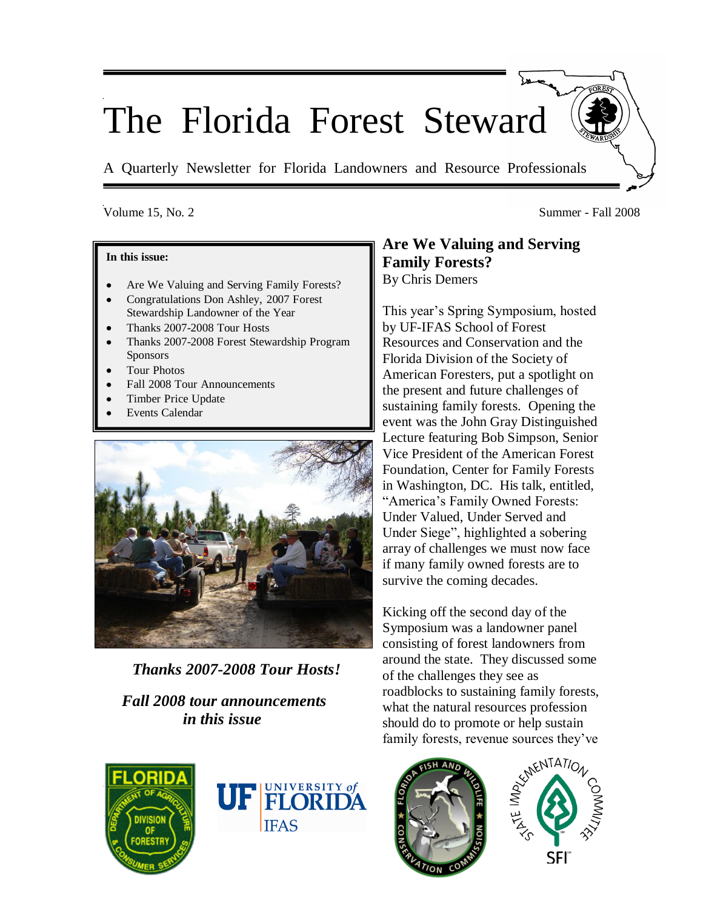# The Florida Forest Steward

A Quarterly Newsletter for Florida Landowners and Resource Professionals

Volume 15, No. 2 Summer - Fall 2008

**In this issue:**

- Are We Valuing and Serving Family Forests?
- Congratulations Don Ashley, 2007 Forest Stewardship Landowner of the Year
- Thanks 2007-2008 Tour Hosts
- Thanks 2007-2008 Forest Stewardship Program Sponsors
- Tour Photos
- Fall 2008 Tour Announcements
- Timber Price Update
- Events Calendar

***Thanks 2007-2008 Tour Hosts!***

***Fall 2008 tour announcements in this issue***

## Are We Valuing and Serving Family Forests?

By Chris Demers

This year's Spring Symposium, hosted by UF-IFAS School of Forest Resources and Conservation and the Florida Division of the Society of American Foresters, put a spotlight on the present and future challenges of sustaining family forests. Opening the event was the John Gray Distinguished Lecture featuring Bob Simpson, Senior Vice President of the American Forest Foundation, Center for Family Forests in Washington, DC. His talk, entitled, "America's Family Owned Forests: Under Valued, Under Served and Under Siege", highlighted a sobering array of challenges we must now face if many family owned forests are to survive the coming decades.

Kicking off the second day of the Symposium was a landowner panel consisting of forest landowners from around the state. They discussed some of the challenges they see as roadblocks to sustaining family forests, what the natural resources profession should do to promote or help sustain family forests, revenue sources they've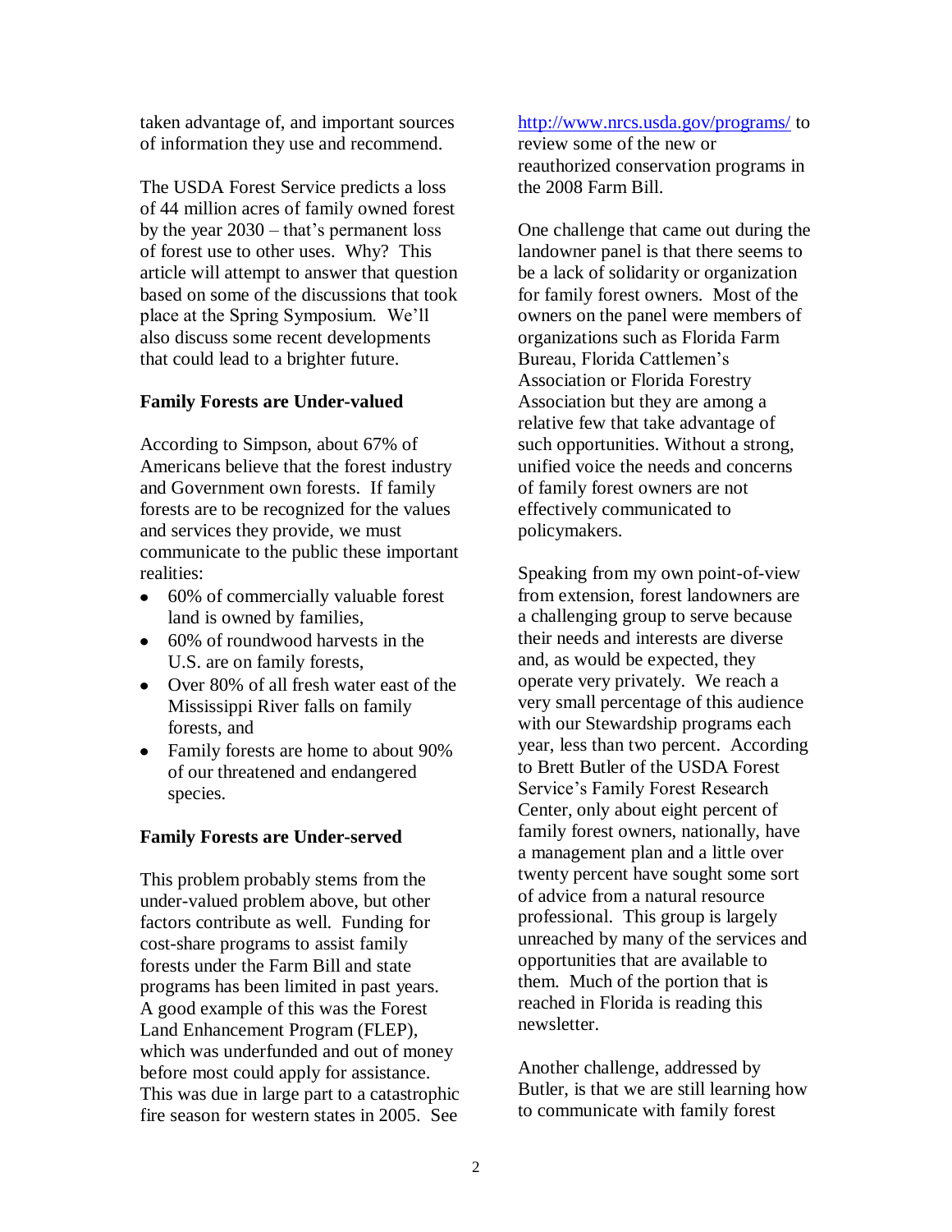taken advantage of, and important sources of information they use and recommend.

The USDA Forest Service predicts a loss of 44 million acres of family owned forest by the year 2030 – that's permanent loss of forest use to other uses. Why? This article will attempt to answer that question based on some of the discussions that took place at the Spring Symposium. We'll also discuss some recent developments that could lead to a brighter future.

**Family Forests are Under-valued**

According to Simpson, about 67% of Americans believe that the forest industry and Government own forests. If family forests are to be recognized for the values and services they provide, we must communicate to the public these important realities:

- 60% of commercially valuable forest land is owned by families,
- 60% of roundwood harvests in the U.S. are on family forests,
- Over 80% of all fresh water east of the Mississippi River falls on family forests, and
- Family forests are home to about 90% of our threatened and endangered species.

**Family Forests are Under-served**

This problem probably stems from the under-valued problem above, but other factors contribute as well. Funding for cost-share programs to assist family forests under the Farm Bill and state programs has been limited in past years. A good example of this was the Forest Land Enhancement Program (FLEP), which was underfunded and out of money before most could apply for assistance. This was due in large part to a catastrophic fire season for western states in 2005. See http://www.nrcs.usda.gov/programs/ to review some of the new or reauthorized conservation programs in the 2008 Farm Bill.

One challenge that came out during the landowner panel is that there seems to be a lack of solidarity or organization for family forest owners. Most of the owners on the panel were members of organizations such as Florida Farm Bureau, Florida Cattlemen's Association or Florida Forestry Association but they are among a relative few that take advantage of such opportunities. Without a strong, unified voice the needs and concerns of family forest owners are not effectively communicated to policymakers.

Speaking from my own point-of-view from extension, forest landowners are a challenging group to serve because their needs and interests are diverse and, as would be expected, they operate very privately. We reach a very small percentage of this audience with our Stewardship programs each year, less than two percent. According to Brett Butler of the USDA Forest Service's Family Forest Research Center, only about eight percent of family forest owners, nationally, have a management plan and a little over twenty percent have sought some sort of advice from a natural resource professional. This group is largely unreached by many of the services and opportunities that are available to them. Much of the portion that is reached in Florida is reading this newsletter.

Another challenge, addressed by Butler, is that we are still learning how to communicate with family forest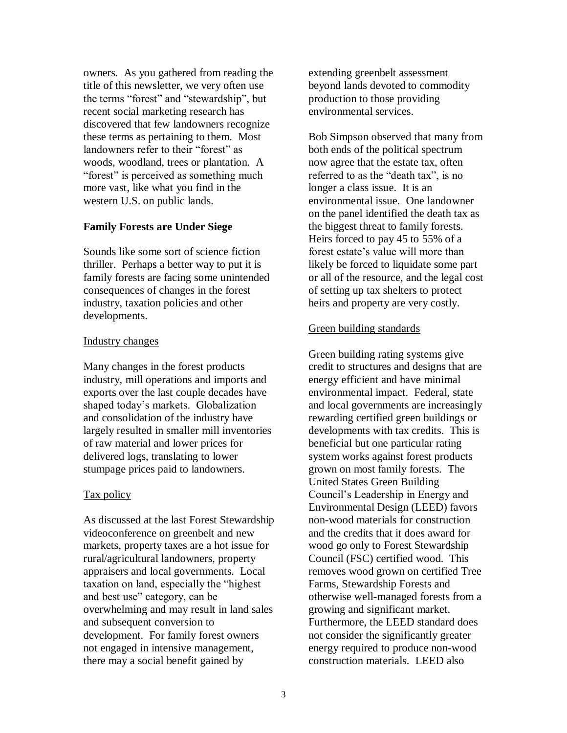owners. As you gathered from reading the title of this newsletter, we very often use the terms "forest" and "stewardship", but recent social marketing research has discovered that few landowners recognize these terms as pertaining to them. Most landowners refer to their "forest" as woods, woodland, trees or plantation. A "forest" is perceived as something much more vast, like what you find in the western U.S. on public lands.

## Family Forests are Under Siege

Sounds like some sort of science fiction thriller. Perhaps a better way to put it is family forests are facing some unintended consequences of changes in the forest industry, taxation policies and other developments.

### Industry changes

Many changes in the forest products industry, mill operations and imports and exports over the last couple decades have shaped today's markets. Globalization and consolidation of the industry have largely resulted in smaller mill inventories of raw material and lower prices for delivered logs, translating to lower stumpage prices paid to landowners.

### Tax policy

As discussed at the last Forest Stewardship videoconference on greenbelt and new markets, property taxes are a hot issue for rural/agricultural landowners, property appraisers and local governments. Local taxation on land, especially the "highest and best use" category, can be overwhelming and may result in land sales and subsequent conversion to development. For family forest owners not engaged in intensive management, there may a social benefit gained by extending greenbelt assessment beyond lands devoted to commodity production to those providing environmental services.

Bob Simpson observed that many from both ends of the political spectrum now agree that the estate tax, often referred to as the "death tax", is no longer a class issue. It is an environmental issue. One landowner on the panel identified the death tax as the biggest threat to family forests. Heirs forced to pay 45 to 55% of a forest estate's value will more than likely be forced to liquidate some part or all of the resource, and the legal cost of setting up tax shelters to protect heirs and property are very costly.

### Green building standards

Green building rating systems give credit to structures and designs that are energy efficient and have minimal environmental impact. Federal, state and local governments are increasingly rewarding certified green buildings or developments with tax credits. This is beneficial but one particular rating system works against forest products grown on most family forests. The United States Green Building Council's Leadership in Energy and Environmental Design (LEED) favors non-wood materials for construction and the credits that it does award for wood go only to Forest Stewardship Council (FSC) certified wood. This removes wood grown on certified Tree Farms, Stewardship Forests and otherwise well-managed forests from a growing and significant market. Furthermore, the LEED standard does not consider the significantly greater energy required to produce non-wood construction materials. LEED also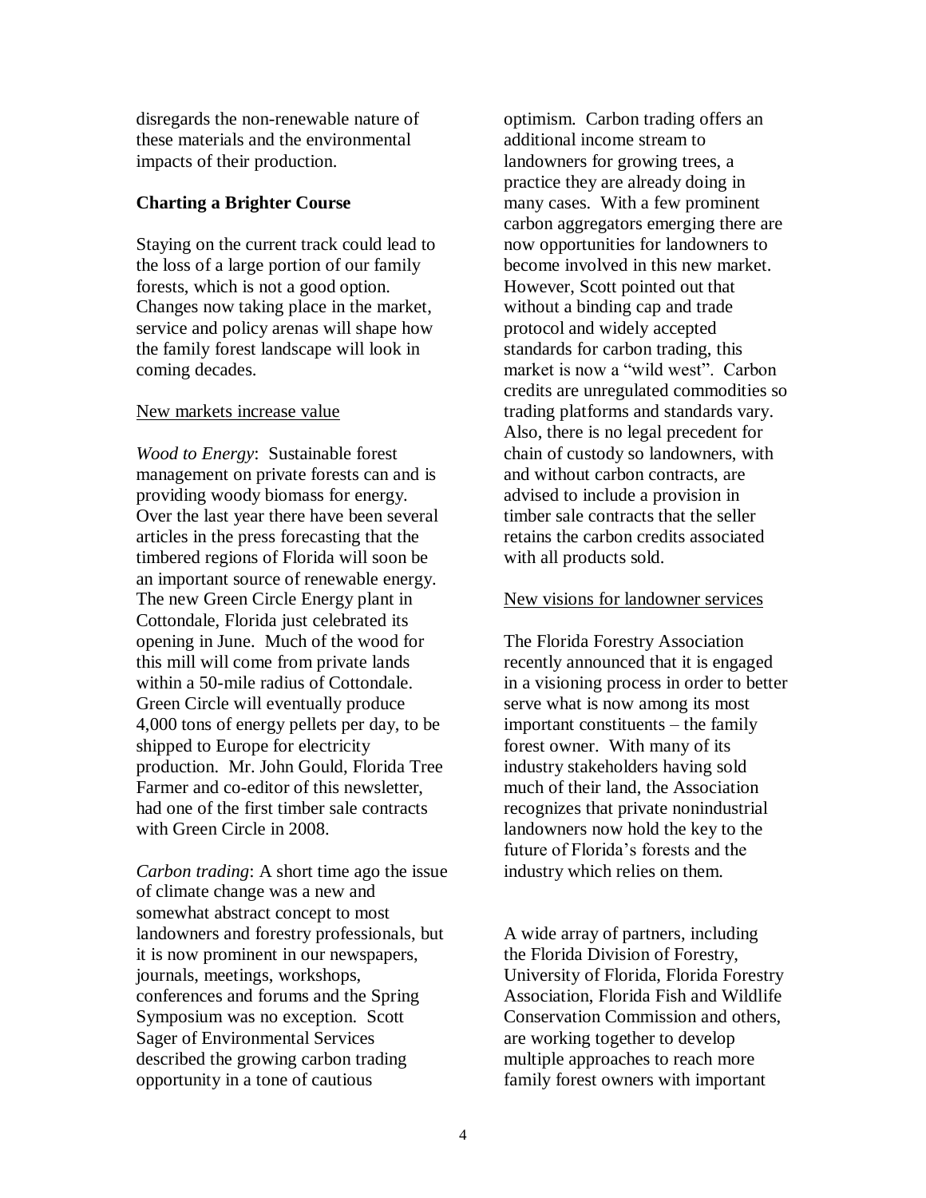disregards the non-renewable nature of these materials and the environmental impacts of their production.

**Charting a Brighter Course**

Staying on the current track could lead to the loss of a large portion of our family forests, which is not a good option. Changes now taking place in the market, service and policy arenas will shape how the family forest landscape will look in coming decades.

<u>New markets increase value</u>

*Wood to Energy*: Sustainable forest management on private forests can and is providing woody biomass for energy. Over the last year there have been several articles in the press forecasting that the timbered regions of Florida will soon be an important source of renewable energy. The new Green Circle Energy plant in Cottondale, Florida just celebrated its opening in June. Much of the wood for this mill will come from private lands within a 50-mile radius of Cottondale. Green Circle will eventually produce 4,000 tons of energy pellets per day, to be shipped to Europe for electricity production. Mr. John Gould, Florida Tree Farmer and co-editor of this newsletter, had one of the first timber sale contracts with Green Circle in 2008.

*Carbon trading*: A short time ago the issue of climate change was a new and somewhat abstract concept to most landowners and forestry professionals, but it is now prominent in our newspapers, journals, meetings, workshops, conferences and forums and the Spring Symposium was no exception. Scott Sager of Environmental Services described the growing carbon trading opportunity in a tone of cautious optimism. Carbon trading offers an additional income stream to landowners for growing trees, a practice they are already doing in many cases. With a few prominent carbon aggregators emerging there are now opportunities for landowners to become involved in this new market. However, Scott pointed out that without a binding cap and trade protocol and widely accepted standards for carbon trading, this market is now a "wild west". Carbon credits are unregulated commodities so trading platforms and standards vary. Also, there is no legal precedent for chain of custody so landowners, with and without carbon contracts, are advised to include a provision in timber sale contracts that the seller retains the carbon credits associated with all products sold.

<u>New visions for landowner services</u>

The Florida Forestry Association recently announced that it is engaged in a visioning process in order to better serve what is now among its most important constituents – the family forest owner. With many of its industry stakeholders having sold much of their land, the Association recognizes that private nonindustrial landowners now hold the key to the future of Florida's forests and the industry which relies on them.

A wide array of partners, including the Florida Division of Forestry, University of Florida, Florida Forestry Association, Florida Fish and Wildlife Conservation Commission and others, are working together to develop multiple approaches to reach more family forest owners with important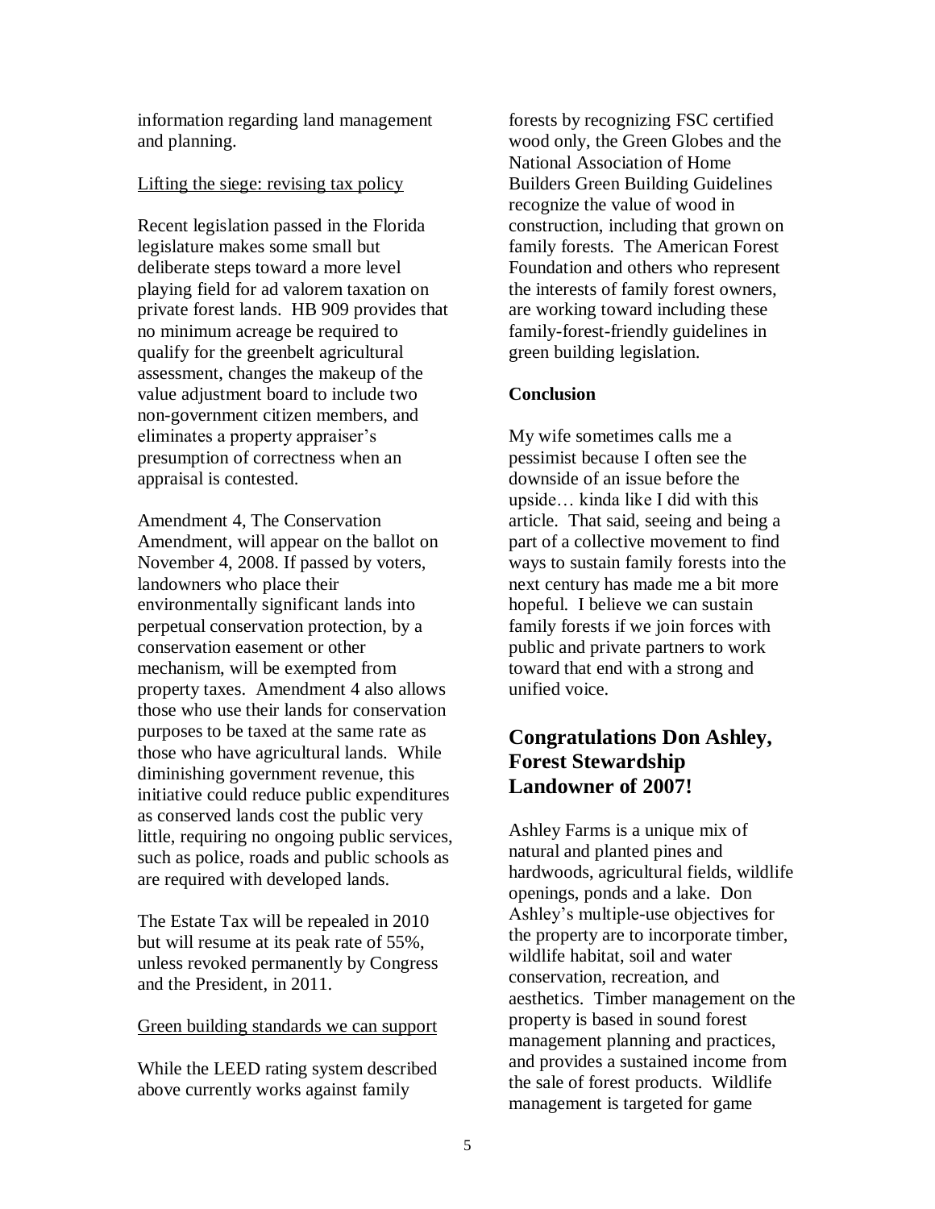information regarding land management and planning.

Lifting the siege: revising tax policy

Recent legislation passed in the Florida legislature makes some small but deliberate steps toward a more level playing field for ad valorem taxation on private forest lands. HB 909 provides that no minimum acreage be required to qualify for the greenbelt agricultural assessment, changes the makeup of the value adjustment board to include two non-government citizen members, and eliminates a property appraiser's presumption of correctness when an appraisal is contested.

Amendment 4, The Conservation Amendment, will appear on the ballot on November 4, 2008. If passed by voters, landowners who place their environmentally significant lands into perpetual conservation protection, by a conservation easement or other mechanism, will be exempted from property taxes. Amendment 4 also allows those who use their lands for conservation purposes to be taxed at the same rate as those who have agricultural lands. While diminishing government revenue, this initiative could reduce public expenditures as conserved lands cost the public very little, requiring no ongoing public services, such as police, roads and public schools as are required with developed lands.

The Estate Tax will be repealed in 2010 but will resume at its peak rate of 55%, unless revoked permanently by Congress and the President, in 2011.

Green building standards we can support

While the LEED rating system described above currently works against family forests by recognizing FSC certified wood only, the Green Globes and the National Association of Home Builders Green Building Guidelines recognize the value of wood in construction, including that grown on family forests. The American Forest Foundation and others who represent the interests of family forest owners, are working toward including these family-forest-friendly guidelines in green building legislation.

**Conclusion**

My wife sometimes calls me a pessimist because I often see the downside of an issue before the upside… kinda like I did with this article. That said, seeing and being a part of a collective movement to find ways to sustain family forests into the next century has made me a bit more hopeful. I believe we can sustain family forests if we join forces with public and private partners to work toward that end with a strong and unified voice.

## Congratulations Don Ashley, Forest Stewardship Landowner of 2007!

Ashley Farms is a unique mix of natural and planted pines and hardwoods, agricultural fields, wildlife openings, ponds and a lake. Don Ashley's multiple-use objectives for the property are to incorporate timber, wildlife habitat, soil and water conservation, recreation, and aesthetics. Timber management on the property is based in sound forest management planning and practices, and provides a sustained income from the sale of forest products. Wildlife management is targeted for game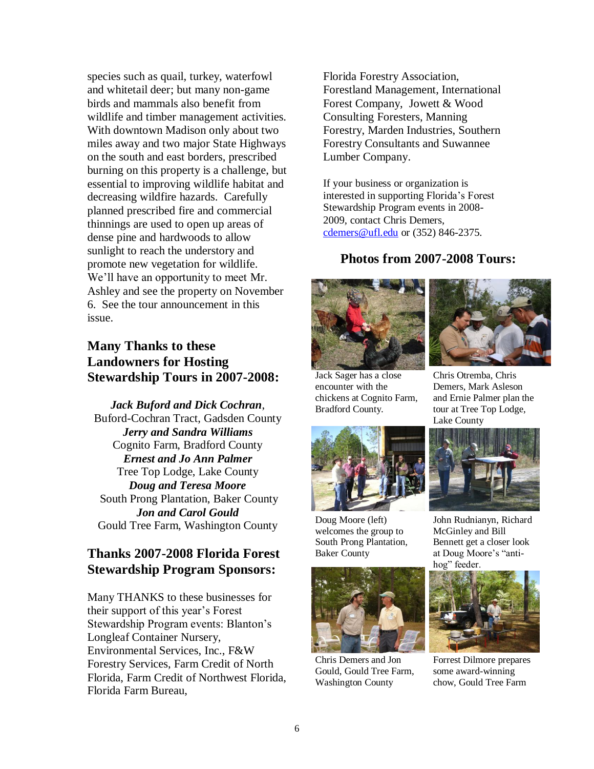species such as quail, turkey, waterfowl and whitetail deer; but many non-game birds and mammals also benefit from wildlife and timber management activities. With downtown Madison only about two miles away and two major State Highways on the south and east borders, prescribed burning on this property is a challenge, but essential to improving wildlife habitat and decreasing wildfire hazards. Carefully planned prescribed fire and commercial thinnings are used to open up areas of dense pine and hardwoods to allow sunlight to reach the understory and promote new vegetation for wildlife. We'll have an opportunity to meet Mr. Ashley and see the property on November 6. See the tour announcement in this issue.

## Many Thanks to these Landowners for Hosting Stewardship Tours in 2007-2008:

***Jack Buford and Dick Cochran***,
Buford-Cochran Tract, Gadsden County
***Jerry and Sandra Williams***
Cognito Farm, Bradford County
***Ernest and Jo Ann Palmer***
Tree Top Lodge, Lake County
***Doug and Teresa Moore***
South Prong Plantation, Baker County
***Jon and Carol Gould***
Gould Tree Farm, Washington County

## Thanks 2007-2008 Florida Forest Stewardship Program Sponsors:

Many THANKS to these businesses for their support of this year's Forest Stewardship Program events: Blanton's Longleaf Container Nursery, Environmental Services, Inc., F&W Forestry Services, Farm Credit of North Florida, Farm Credit of Northwest Florida, Florida Farm Bureau, Florida Forestry Association, Forestland Management, International Forest Company, Jowett & Wood Consulting Foresters, Manning Forestry, Marden Industries, Southern Forestry Consultants and Suwannee Lumber Company.

If your business or organization is interested in supporting Florida's Forest Stewardship Program events in 2008-2009, contact Chris Demers, cdemers@ufl.edu or (352) 846-2375.

## Photos from 2007-2008 Tours:

Jack Sager has a close encounter with the chickens at Cognito Farm, Bradford County.

Chris Otremba, Chris Demers, Mark Asleson and Ernie Palmer plan the tour at Tree Top Lodge, Lake County

Doug Moore (left) welcomes the group to South Prong Plantation, Baker County

John Rudnianyn, Richard McGinley and Bill Bennett get a closer look at Doug Moore's "anti-hog" feeder.

Chris Demers and Jon Gould, Gould Tree Farm, Washington County

Forrest Dilmore prepares some award-winning chow, Gould Tree Farm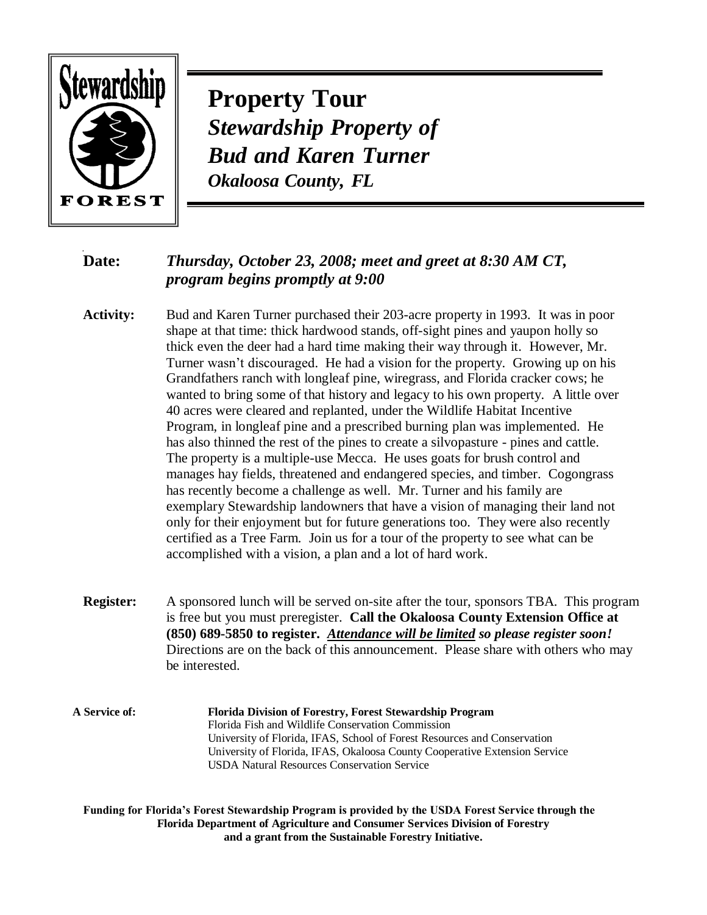Stewardship FOREST

# Property Tour

## *Stewardship Property of Bud and Karen Turner*

### *Okaloosa County, FL*

**Date:** ***Thursday, October 23, 2008; meet and greet at 8:30 AM CT, program begins promptly at 9:00***

**Activity:** Bud and Karen Turner purchased their 203-acre property in 1993. It was in poor shape at that time: thick hardwood stands, off-sight pines and yaupon holly so thick even the deer had a hard time making their way through it. However, Mr. Turner wasn't discouraged. He had a vision for the property. Growing up on his Grandfathers ranch with longleaf pine, wiregrass, and Florida cracker cows; he wanted to bring some of that history and legacy to his own property. A little over 40 acres were cleared and replanted, under the Wildlife Habitat Incentive Program, in longleaf pine and a prescribed burning plan was implemented. He has also thinned the rest of the pines to create a silvopasture - pines and cattle. The property is a multiple-use Mecca. He uses goats for brush control and manages hay fields, threatened and endangered species, and timber. Cogongrass has recently become a challenge as well. Mr. Turner and his family are exemplary Stewardship landowners that have a vision of managing their land not only for their enjoyment but for future generations too. They were also recently certified as a Tree Farm. Join us for a tour of the property to see what can be accomplished with a vision, a plan and a lot of hard work.

**Register:** A sponsored lunch will be served on-site after the tour, sponsors TBA. This program is free but you must preregister. **Call the Okaloosa County Extension Office at (850) 689-5850 to register.** ***Attendance will be limited so please register soon!*** Directions are on the back of this announcement. Please share with others who may be interested.

**A Service of:**
**Florida Division of Forestry, Forest Stewardship Program**
Florida Fish and Wildlife Conservation Commission
University of Florida, IFAS, School of Forest Resources and Conservation
University of Florida, IFAS, Okaloosa County Cooperative Extension Service
USDA Natural Resources Conservation Service

**Funding for Florida's Forest Stewardship Program is provided by the USDA Forest Service through the Florida Department of Agriculture and Consumer Services Division of Forestry and a grant from the Sustainable Forestry Initiative.**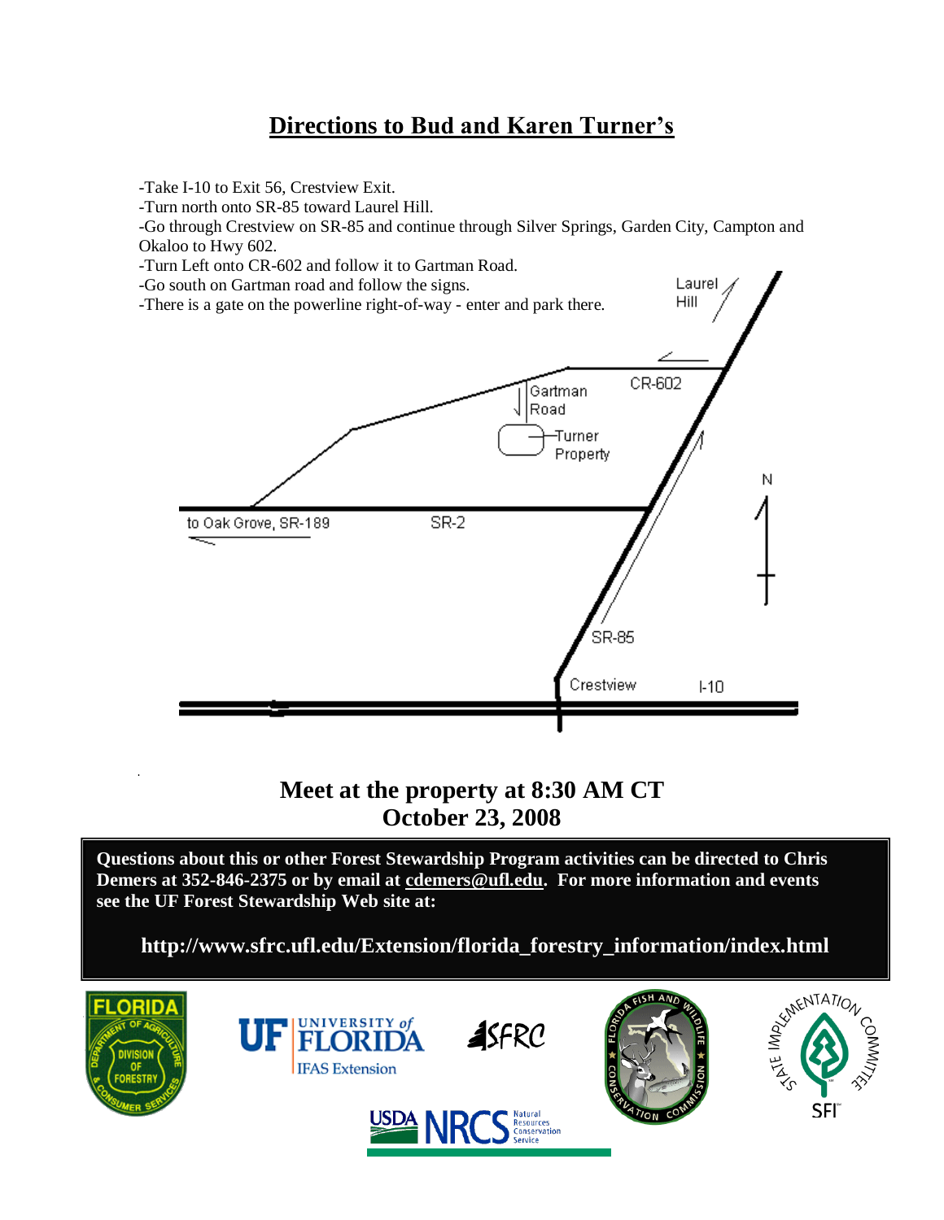# Directions to Bud and Karen Turner's

- Take I-10 to Exit 56, Crestview Exit.
- Turn north onto SR-85 toward Laurel Hill.
- Go through Crestview on SR-85 and continue through Silver Springs, Garden City, Campton and Okaloo to Hwy 602.
- Turn Left onto CR-602 and follow it to Gartman Road.
- Go south on Gartman road and follow the signs.
- There is a gate on the powerline right-of-way - enter and park there.

Laurel Hill

CR-602

Gartman Road

Turner Property

N

to Oak Grove, SR-189

SR-2

SR-85

Crestview

I-10

## Meet at the property at 8:30 AM CT
## October 23, 2008

**Questions about this or other Forest Stewardship Program activities can be directed to Chris Demers at 352-846-2375 or by email at cdemers@ufl.edu. For more information and events see the UF Forest Stewardship Web site at:**

**http://www.sfrc.ufl.edu/Extension/florida_forestry_information/index.html**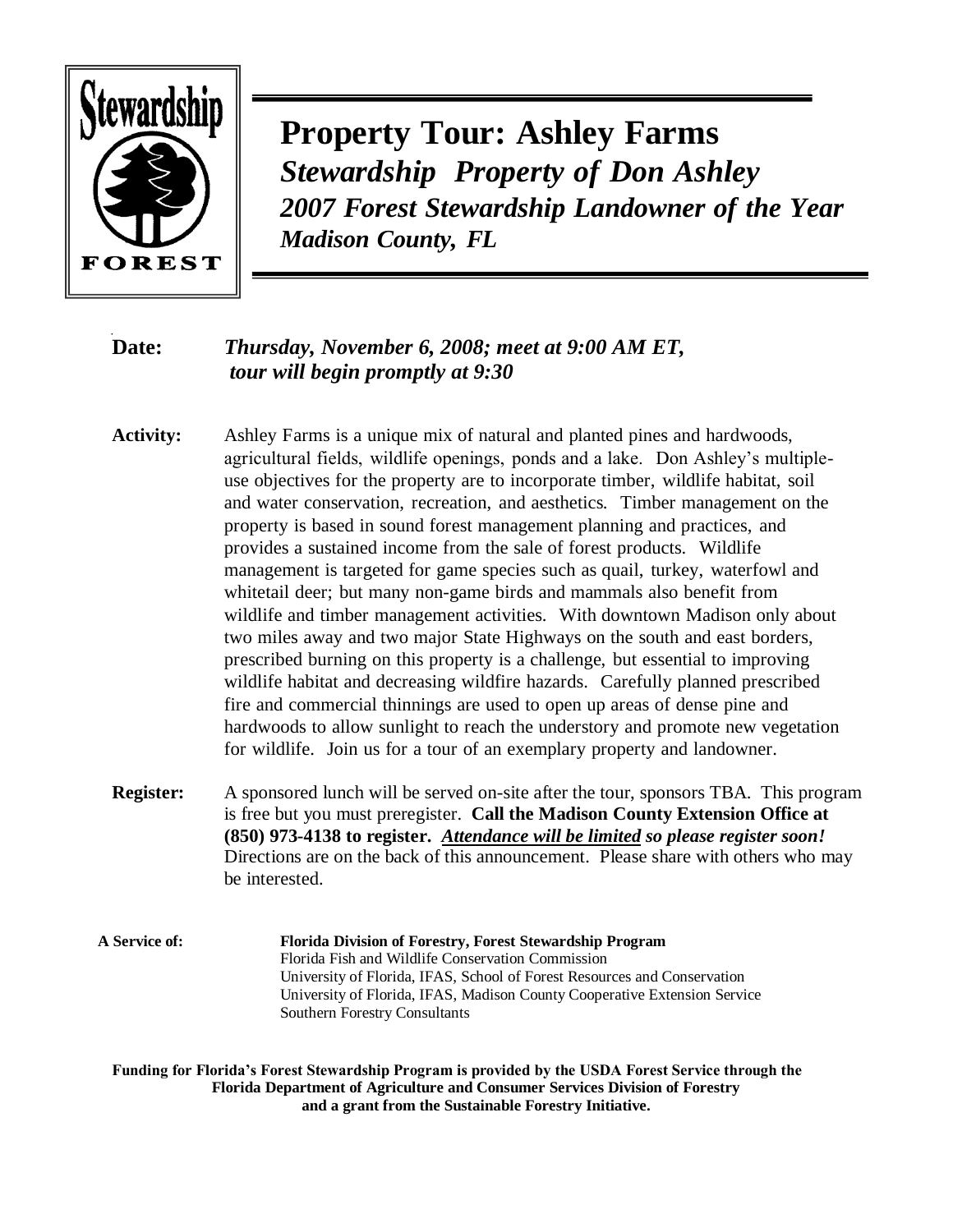Stewardship FOREST

# Property Tour: Ashley Farms

***Stewardship Property of Don Ashley***

***2007 Forest Stewardship Landowner of the Year***

***Madison County, FL***

**Date:** ***Thursday, November 6, 2008; meet at 9:00 AM ET, tour will begin promptly at 9:30***

**Activity:** Ashley Farms is a unique mix of natural and planted pines and hardwoods, agricultural fields, wildlife openings, ponds and a lake. Don Ashley's multiple-use objectives for the property are to incorporate timber, wildlife habitat, soil and water conservation, recreation, and aesthetics. Timber management on the property is based in sound forest management planning and practices, and provides a sustained income from the sale of forest products. Wildlife management is targeted for game species such as quail, turkey, waterfowl and whitetail deer; but many non-game birds and mammals also benefit from wildlife and timber management activities. With downtown Madison only about two miles away and two major State Highways on the south and east borders, prescribed burning on this property is a challenge, but essential to improving wildlife habitat and decreasing wildfire hazards. Carefully planned prescribed fire and commercial thinnings are used to open up areas of dense pine and hardwoods to allow sunlight to reach the understory and promote new vegetation for wildlife. Join us for a tour of an exemplary property and landowner.

**Register:** A sponsored lunch will be served on-site after the tour, sponsors TBA. This program is free but you must preregister. **Call the Madison County Extension Office at (850) 973-4138 to register.** ***Attendance will be limited so please register soon!*** Directions are on the back of this announcement. Please share with others who may be interested.

**A Service of:** **Florida Division of Forestry, Forest Stewardship Program**
Florida Fish and Wildlife Conservation Commission
University of Florida, IFAS, School of Forest Resources and Conservation
University of Florida, IFAS, Madison County Cooperative Extension Service
Southern Forestry Consultants

**Funding for Florida's Forest Stewardship Program is provided by the USDA Forest Service through the Florida Department of Agriculture and Consumer Services Division of Forestry and a grant from the Sustainable Forestry Initiative.**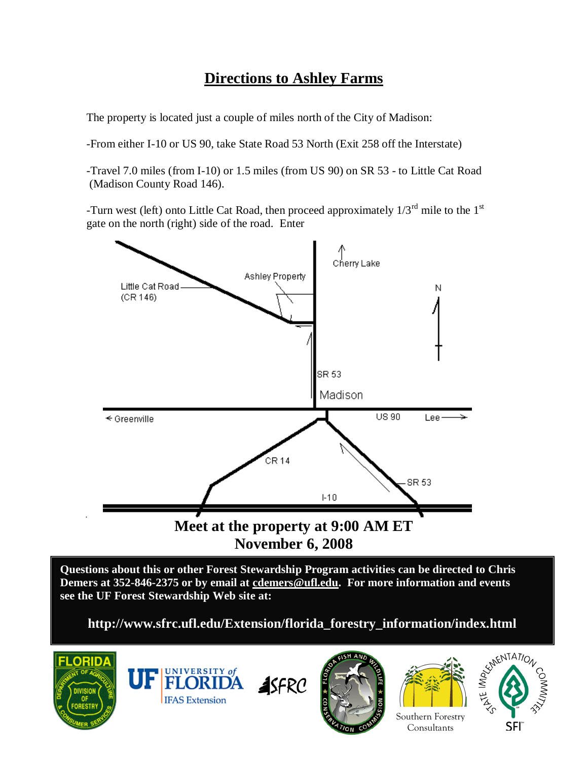# Directions to Ashley Farms

The property is located just a couple of miles north of the City of Madison:

-From either I-10 or US 90, take State Road 53 North (Exit 258 off the Interstate)

-Travel 7.0 miles (from I-10) or 1.5 miles (from US 90) on SR 53 - to Little Cat Road (Madison County Road 146).

-Turn west (left) onto Little Cat Road, then proceed approximately 1/3rd mile to the 1st gate on the north (right) side of the road. Enter

Cherry Lake

Ashley Property

Little Cat Road (CR 146)

N

SR 53

Madison

Greenville

US 90

Lee

CR 14

SR 53

I-10

**Meet at the property at 9:00 AM ET**
**November 6, 2008**

**Questions about this or other Forest Stewardship Program activities can be directed to Chris Demers at 352-846-2375 or by email at cdemers@ufl.edu. For more information and events see the UF Forest Stewardship Web site at:**

**http://www.sfrc.ufl.edu/Extension/florida_forestry_information/index.html**

Southern Forestry Consultants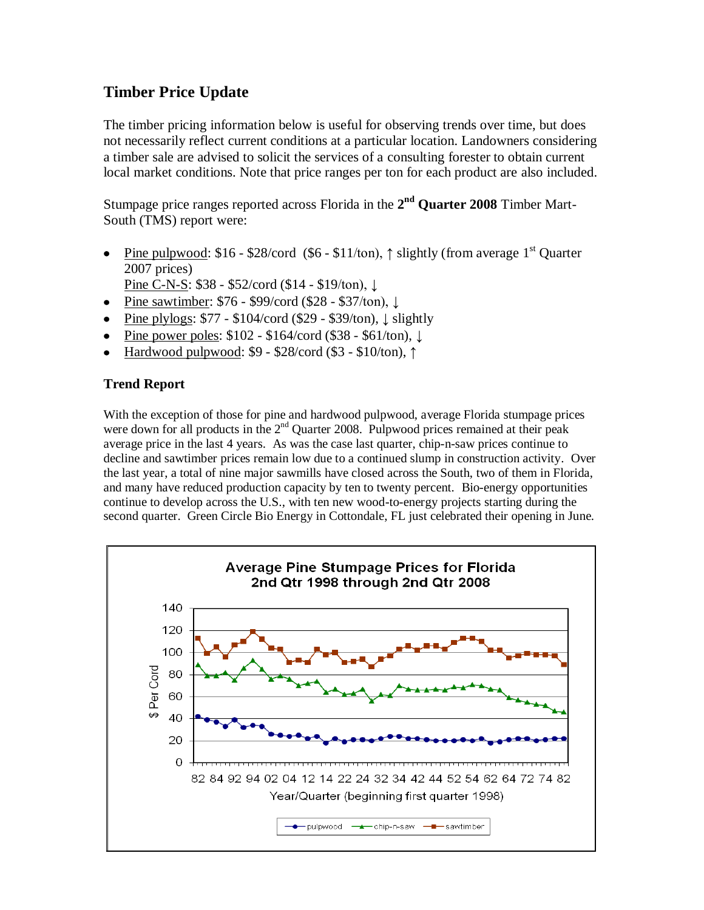## Timber Price Update

The timber pricing information below is useful for observing trends over time, but does not necessarily reflect current conditions at a particular location. Landowners considering a timber sale are advised to solicit the services of a consulting forester to obtain current local market conditions. Note that price ranges per ton for each product are also included.

Stumpage price ranges reported across Florida in the **2nd Quarter 2008** Timber Mart-South (TMS) report were:

- Pine pulpwood: $16 - $28/cord ($6 - $11/ton), ↑ slightly (from average 1st Quarter 2007 prices)
  Pine C-N-S: $38 - $52/cord ($14 - $19/ton), ↓
- Pine sawtimber: $76 - $99/cord ($28 - $37/ton), ↓
- Pine plylogs: $77 - $104/cord ($29 - $39/ton), ↓ slightly
- Pine power poles: $102 - $164/cord ($38 - $61/ton), ↓
- Hardwood pulpwood: $9 - $28/cord ($3 - $10/ton), ↑

### Trend Report

With the exception of those for pine and hardwood pulpwood, average Florida stumpage prices were down for all products in the 2nd Quarter 2008. Pulpwood prices remained at their peak average price in the last 4 years. As was the case last quarter, chip-n-saw prices continue to decline and sawtimber prices remain low due to a continued slump in construction activity. Over the last year, a total of nine major sawmills have closed across the South, two of them in Florida, and many have reduced production capacity by ten to twenty percent. Bio-energy opportunities continue to develop across the U.S., with ten new wood-to-energy projects starting during the second quarter. Green Circle Bio Energy in Cottondale, FL just celebrated their opening in June.

**Average Pine Stumpage Prices for Florida 2nd Qtr 1998 through 2nd Qtr 2008**

$ Per Cord (0–140) vs. Year/Quarter (beginning first quarter 1998): 82 84 92 94 02 04 12 14 22 24 32 34 42 44 52 54 62 64 72 74 82

Legend: pulpwood, chip-n-saw, sawtimber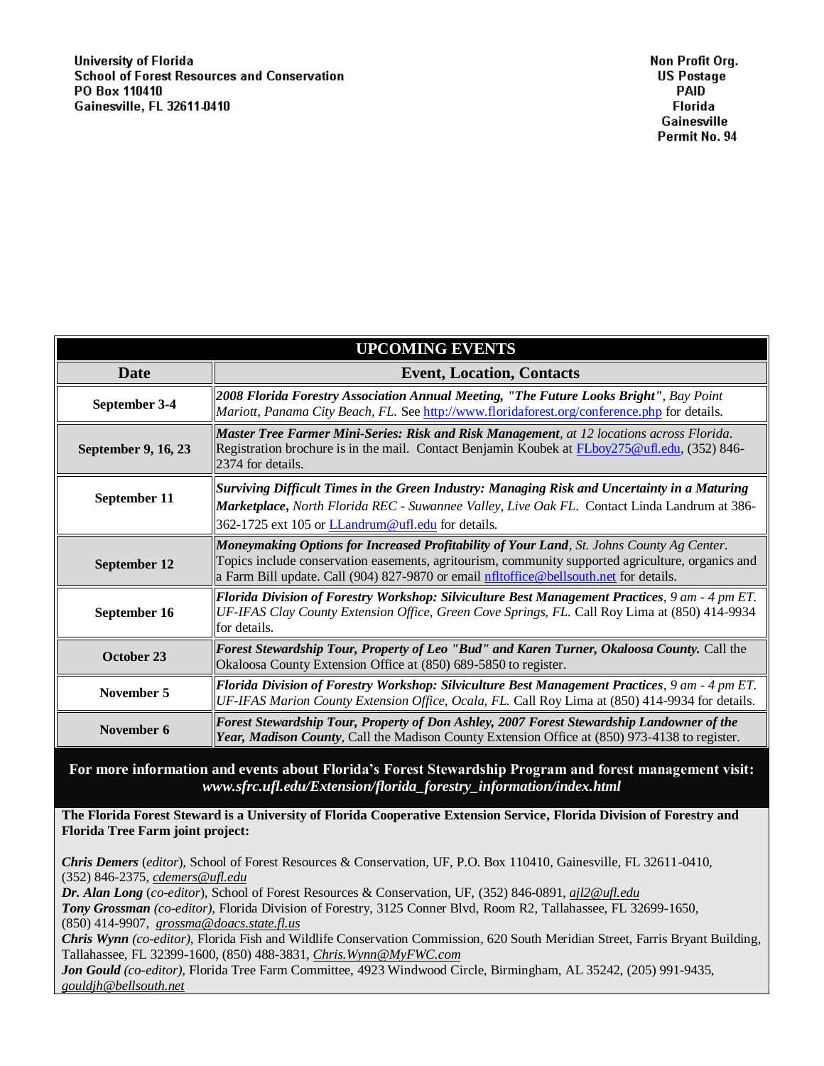University of Florida
School of Forest Resources and Conservation
PO Box 110410
Gainesville, FL 32611-0410

Non Profit Org.
US Postage
PAID
Florida
Gainesville
Permit No. 94

| UPCOMING EVENTS | |
|---|---|
| **Date** | **Event, Location, Contacts** |
| **September 3-4** | ***2008 Florida Forestry Association Annual Meeting, "The Future Looks Bright"***, *Bay Point Mariott, Panama City Beach, FL.* See http://www.floridaforest.org/conference.php for details. |
| **September 9, 16, 23** | ***Master Tree Farmer Mini-Series: Risk and Risk Management***, *at 12 locations across Florida.* Registration brochure is in the mail. Contact Benjamin Koubek at FLboy275@ufl.edu, (352) 846-2374 for details. |
| **September 11** | ***Surviving Difficult Times in the Green Industry: Managing Risk and Uncertainty in a Maturing Marketplace,*** *North Florida REC - Suwannee Valley, Live Oak FL.* Contact Linda Landrum at 386-362-1725 ext 105 or LLandrum@ufl.edu for details. |
| **September 12** | ***Moneymaking Options for Increased Profitability of Your Land***, *St. Johns County Ag Center.* Topics include conservation easements, agritourism, community supported agriculture, organics and a Farm Bill update. Call (904) 827-9870 or email nfltoffice@bellsouth.net for details. |
| **September 16** | ***Florida Division of Forestry Workshop: Silviculture Best Management Practices***, *9 am - 4 pm ET. UF-IFAS Clay County Extension Office, Green Cove Springs, FL.* Call Roy Lima at (850) 414-9934 for details. |
| **October 23** | ***Forest Stewardship Tour, Property of Leo "Bud" and Karen Turner, Okaloosa County.*** Call the Okaloosa County Extension Office at (850) 689-5850 to register. |
| **November 5** | ***Florida Division of Forestry Workshop: Silviculture Best Management Practices***, *9 am - 4 pm ET. UF-IFAS Marion County Extension Office, Ocala, FL.* Call Roy Lima at (850) 414-9934 for details. |
| **November 6** | ***Forest Stewardship Tour, Property of Don Ashley, 2007 Forest Stewardship Landowner of the Year, Madison County***, Call the Madison County Extension Office at (850) 973-4138 to register. |

**For more information and events about Florida's Forest Stewardship Program and forest management visit:** ***www.sfrc.ufl.edu/Extension/florida_forestry_information/index.html***

**The Florida Forest Steward is a University of Florida Cooperative Extension Service, Florida Division of Forestry and Florida Tree Farm joint project:**

***Chris Demers*** (*editor*), School of Forest Resources & Conservation, UF, P.O. Box 110410, Gainesville, FL 32611-0410, (352) 846-2375, *cdemers@ufl.edu*
***Dr. Alan Long*** (*co-editor*), School of Forest Resources & Conservation, UF, (352) 846-0891, *ajl2@ufl.edu*
***Tony Grossman*** *(co-editor)*, Florida Division of Forestry, 3125 Conner Blvd, Room R2, Tallahassee, FL 32699-1650, (850) 414-9907, *grossma@doacs.state.fl.us*
***Chris Wynn*** *(co-editor)*, Florida Fish and Wildlife Conservation Commission, 620 South Meridian Street, Farris Bryant Building, Tallahassee, FL 32399-1600, (850) 488-3831, *Chris.Wynn@MyFWC.com*
***Jon Gould*** *(co-editor)*, Florida Tree Farm Committee, 4923 Windwood Circle, Birmingham, AL 35242, (205) 991-9435, *gouldjh@bellsouth.net*